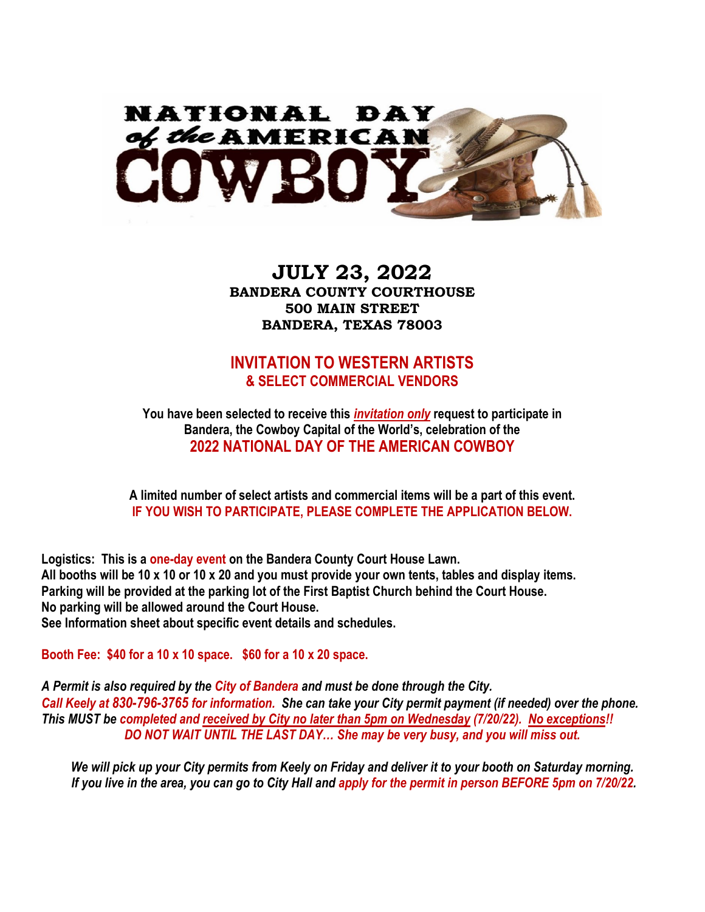# NATIONAL DAY of the AMERICAN COWBOY

## JULY 23, 2022

**BANDERA COUNTY COURTHOUSE**
**500 MAIN STREET**
**BANDERA, TEXAS 78003**

## INVITATION TO WESTERN ARTISTS
### & SELECT COMMERCIAL VENDORS

**You have been selected to receive this *invitation only* request to participate in Bandera, the Cowboy Capital of the World's, celebration of the**

### 2022 NATIONAL DAY OF THE AMERICAN COWBOY

**A limited number of select artists and commercial items will be a part of this event.**
**IF YOU WISH TO PARTICIPATE, PLEASE COMPLETE THE APPLICATION BELOW.**

**Logistics: This is a one-day event on the Bandera County Court House Lawn.**
**All booths will be 10 x 10 or 10 x 20 and you must provide your own tents, tables and display items.**
**Parking will be provided at the parking lot of the First Baptist Church behind the Court House.**
**No parking will be allowed around the Court House.**
**See Information sheet about specific event details and schedules.**

**Booth Fee: $40 for a 10 x 10 space. $60 for a 10 x 20 space.**

***A Permit is also required by the City of Bandera and must be done through the City.***
***Call Keely at 830-796-3765 for information. She can take your City permit payment (if needed) over the phone.***
***This MUST be completed and received by City no later than 5pm on Wednesday (7/20/22). No exceptions!!***
***DO NOT WAIT UNTIL THE LAST DAY… She may be very busy, and you will miss out.***

***We will pick up your City permits from Keely on Friday and deliver it to your booth on Saturday morning.***
***If you live in the area, you can go to City Hall and apply for the permit in person BEFORE 5pm on 7/20/22.***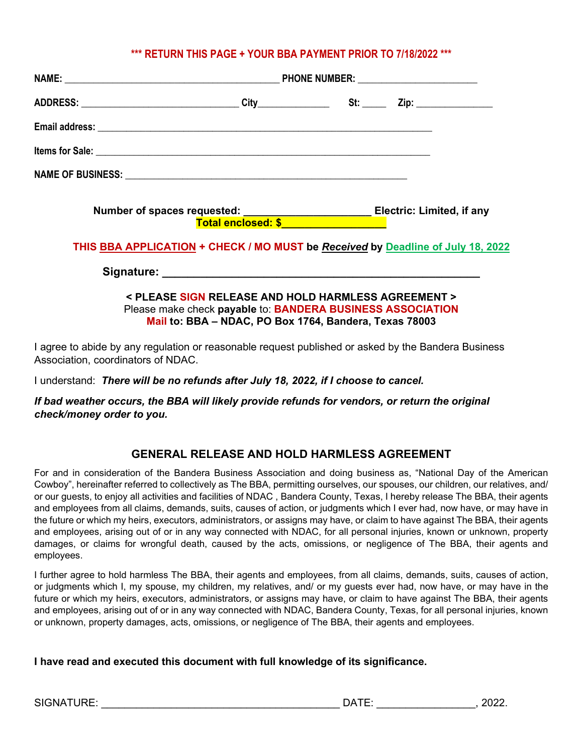**\*\*\* RETURN THIS PAGE + YOUR BBA PAYMENT PRIOR TO 7/18/2022 \*\*\***

**NAME:** ________________________________________ **PHONE NUMBER:** ______________________

**ADDRESS:** _____________________________ **City**_____________ **St:** _____ **Zip:** ______________

**Email address:** ______________________________________________________________

**Items for Sale:** ______________________________________________________________

**NAME OF BUSINESS:** ____________________________________________________

**Number of spaces requested:** ____________________ **Electric: Limited, if any**

**Total enclosed: $**_________________

**THIS BBA APPLICATION + CHECK / MO MUST be *Received* by Deadline of July 18, 2022**

**Signature:** ________________________________________________

**< PLEASE SIGN RELEASE AND HOLD HARMLESS AGREEMENT >**

Please make check **payable** to: **BANDERA BUSINESS ASSOCIATION**

**Mail to: BBA – NDAC, PO Box 1764, Bandera, Texas 78003**

I agree to abide by any regulation or reasonable request published or asked by the Bandera Business Association, coordinators of NDAC.

I understand: ***There will be no refunds after July 18, 2022, if I choose to cancel.***

***If bad weather occurs, the BBA will likely provide refunds for vendors, or return the original check/money order to you.***

## GENERAL RELEASE AND HOLD HARMLESS AGREEMENT

For and in consideration of the Bandera Business Association and doing business as, "National Day of the American Cowboy", hereinafter referred to collectively as The BBA, permitting ourselves, our spouses, our children, our relatives, and/ or our guests, to enjoy all activities and facilities of NDAC , Bandera County, Texas, I hereby release The BBA, their agents and employees from all claims, demands, suits, causes of action, or judgments which I ever had, now have, or may have in the future or which my heirs, executors, administrators, or assigns may have, or claim to have against The BBA, their agents and employees, arising out of or in any way connected with NDAC, for all personal injuries, known or unknown, property damages, or claims for wrongful death, caused by the acts, omissions, or negligence of The BBA, their agents and employees.

I further agree to hold harmless The BBA, their agents and employees, from all claims, demands, suits, causes of action, or judgments which I, my spouse, my children, my relatives, and/ or my guests ever had, now have, or may have in the future or which my heirs, executors, administrators, or assigns may have, or claim to have against The BBA, their agents and employees, arising out of or in any way connected with NDAC, Bandera County, Texas, for all personal injuries, known or unknown, property damages, acts, omissions, or negligence of The BBA, their agents and employees.

**I have read and executed this document with full knowledge of its significance.**

SIGNATURE: ______________________________________ DATE: ________________, 2022.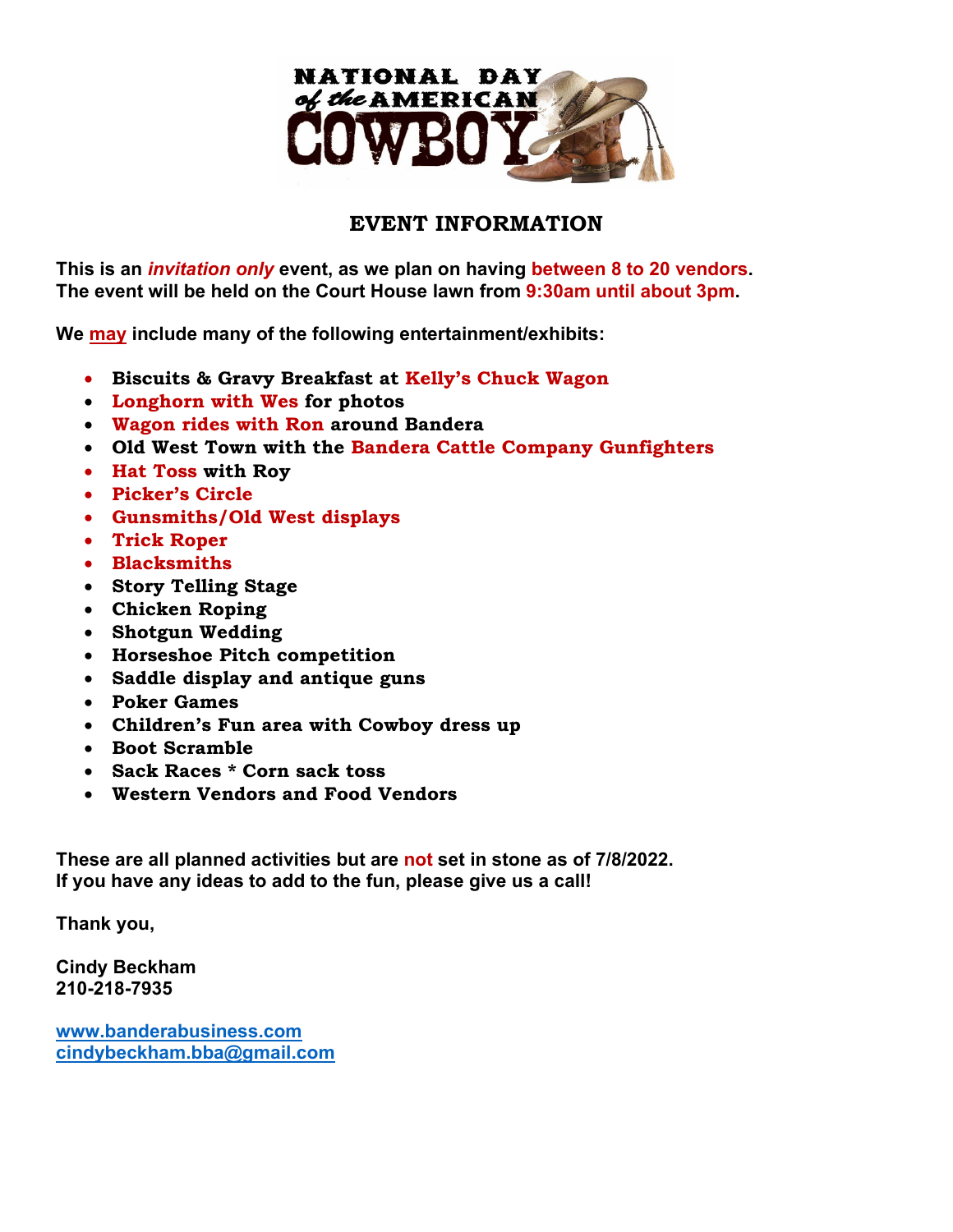NATIONAL DAY of the AMERICAN COWBOY

## EVENT INFORMATION

**This is an *invitation only* event, as we plan on having between 8 to 20 vendors.**
**The event will be held on the Court House lawn from 9:30am until about 3pm.**

**We may include many of the following entertainment/exhibits:**

- **Biscuits & Gravy Breakfast at Kelly's Chuck Wagon**
- **Longhorn with Wes for photos**
- **Wagon rides with Ron around Bandera**
- **Old West Town with the Bandera Cattle Company Gunfighters**
- **Hat Toss with Roy**
- **Picker's Circle**
- **Gunsmiths/Old West displays**
- **Trick Roper**
- **Blacksmiths**
- **Story Telling Stage**
- **Chicken Roping**
- **Shotgun Wedding**
- **Horseshoe Pitch competition**
- **Saddle display and antique guns**
- **Poker Games**
- **Children's Fun area with Cowboy dress up**
- **Boot Scramble**
- **Sack Races * Corn sack toss**
- **Western Vendors and Food Vendors**

**These are all planned activities but are not set in stone as of 7/8/2022.**
**If you have any ideas to add to the fun, please give us a call!**

**Thank you,**

**Cindy Beckham**
**210-218-7935**

www.banderabusiness.com
cindybeckham.bba@gmail.com